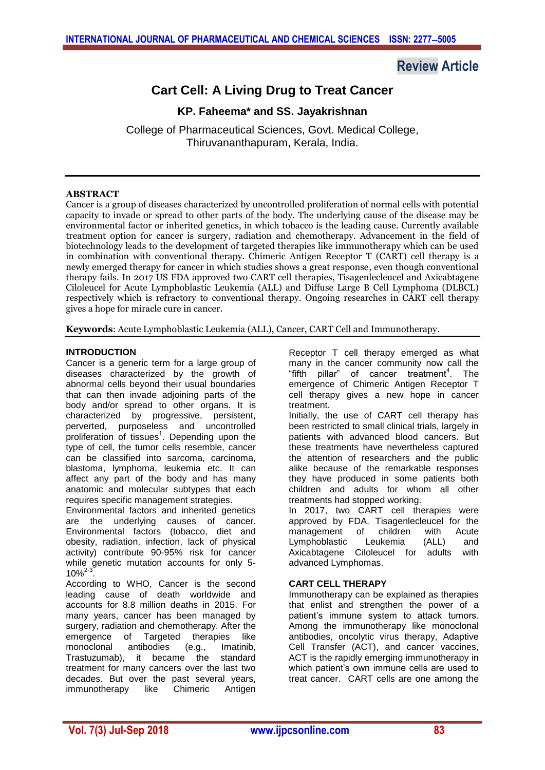Review Article

# Cart Cell: A Living Drug to Treat Cancer

**KP. Faheema* and SS. Jayakrishnan**

College of Pharmaceutical Sciences, Govt. Medical College, Thiruvananthapuram, Kerala, India.

---

## ABSTRACT

Cancer is a group of diseases characterized by uncontrolled proliferation of normal cells with potential capacity to invade or spread to other parts of the body. The underlying cause of the disease may be environmental factor or inherited genetics, in which tobacco is the leading cause. Currently available treatment option for cancer is surgery, radiation and chemotherapy. Advancement in the field of biotechnology leads to the development of targeted therapies like immunotherapy which can be used in combination with conventional therapy. Chimeric Antigen Receptor T (CART) cell therapy is a newly emerged therapy for cancer in which studies shows a great response, even though conventional therapy fails. In 2017 US FDA approved two CART cell therapies, Tisagenlecleucel and Axicabtagene Ciloleucel for Acute Lymphoblastic Leukemia (ALL) and Diffuse Large B Cell Lymphoma (DLBCL) respectively which is refractory to conventional therapy. Ongoing researches in CART cell therapy gives a hope for miracle cure in cancer.

**Keywords**: Acute Lymphoblastic Leukemia (ALL), Cancer, CART Cell and Immunotherapy.

---

## INTRODUCTION

Cancer is a generic term for a large group of diseases characterized by the growth of abnormal cells beyond their usual boundaries that can then invade adjoining parts of the body and/or spread to other organs. It is characterized by progressive, persistent, perverted, purposeless and uncontrolled proliferation of tissues[1]. Depending upon the type of cell, the tumor cells resemble, cancer can be classified into sarcoma, carcinoma, blastoma, lymphoma, leukemia etc. It can affect any part of the body and has many anatomic and molecular subtypes that each requires specific management strategies.

Environmental factors and inherited genetics are the underlying causes of cancer. Environmental factors (tobacco, diet and obesity, radiation, infection, lack of physical activity) contribute 90-95% risk for cancer while genetic mutation accounts for only 5-10%[2-3].

According to WHO, Cancer is the second leading cause of death worldwide and accounts for 8.8 million deaths in 2015. For many years, cancer has been managed by surgery, radiation and chemotherapy. After the emergence of Targeted therapies like monoclonal antibodies (e.g., Imatinib, Trastuzumab), it became the standard treatment for many cancers over the last two decades. But over the past several years, immunotherapy like Chimeric Antigen Receptor T cell therapy emerged as what many in the cancer community now call the "fifth pillar" of cancer treatment[4]. The emergence of Chimeric Antigen Receptor T cell therapy gives a new hope in cancer treatment.

Initially, the use of CART cell therapy has been restricted to small clinical trials, largely in patients with advanced blood cancers. But these treatments have nevertheless captured the attention of researchers and the public alike because of the remarkable responses they have produced in some patients both children and adults for whom all other treatments had stopped working.

In 2017, two CART cell therapies were approved by FDA. Tisagenlecleucel for the management of children with Acute Lymphoblastic Leukemia (ALL) and Axicabtagene Ciloleucel for adults with advanced Lymphomas.

## CART CELL THERAPY

Immunotherapy can be explained as therapies that enlist and strengthen the power of a patient's immune system to attack tumors. Among the immunotherapy like monoclonal antibodies, oncolytic virus therapy, Adaptive Cell Transfer (ACT), and cancer vaccines, ACT is the rapidly emerging immunotherapy in which patient's own immune cells are used to treat cancer. CART cells are one among the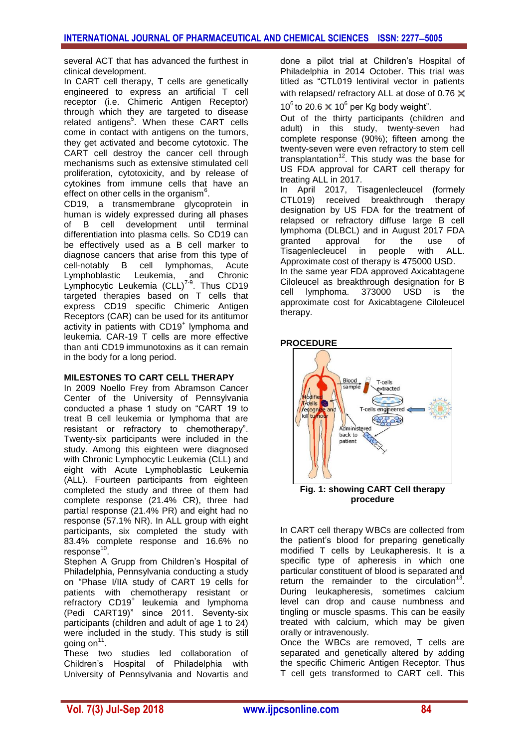several ACT that has advanced the furthest in clinical development.

In CART cell therapy, T cells are genetically engineered to express an artificial T cell receptor (i.e. Chimeric Antigen Receptor) through which they are targeted to disease related antigens[5]. When these CART cells come in contact with antigens on the tumors, they get activated and become cytotoxic. The CART cell destroy the cancer cell through mechanisms such as extensive stimulated cell proliferation, cytotoxicity, and by release of cytokines from immune cells that have an effect on other cells in the organism[6].

CD19, a transmembrane glycoprotein in human is widely expressed during all phases of B cell development until terminal differentiation into plasma cells. So CD19 can be effectively used as a B cell marker to diagnose cancers that arise from this type of cell-notably B cell lymphomas, Acute Lymphoblastic Leukemia, and Chronic Lymphocytic Leukemia (CLL)[7-9]. Thus CD19 targeted therapies based on T cells that express CD19 specific Chimeric Antigen Receptors (CAR) can be used for its antitumor activity in patients with $CD19^+$ lymphoma and leukemia. CAR-19 T cells are more effective than anti CD19 immunotoxins as it can remain in the body for a long period.

## MILESTONES TO CART CELL THERAPY

In 2009 Noello Frey from Abramson Cancer Center of the University of Pennsylvania conducted a phase 1 study on "CART 19 to treat B cell leukemia or lymphoma that are resistant or refractory to chemotherapy". Twenty-six participants were included in the study. Among this eighteen were diagnosed with Chronic Lymphocytic Leukemia (CLL) and eight with Acute Lymphoblastic Leukemia (ALL). Fourteen participants from eighteen completed the study and three of them had complete response (21.4% CR), three had partial response (21.4% PR) and eight had no response (57.1% NR). In ALL group with eight participants, six completed the study with 83.4% complete response and 16.6% no response[10].

Stephen A Grupp from Children's Hospital of Philadelphia, Pennsylvania conducting a study on "Phase I/IIA study of CART 19 cells for patients with chemotherapy resistant or refractory $CD19^+$ leukemia and lymphoma (Pedi CART19)" since 2011. Seventy-six participants (children and adult of age 1 to 24) were included in the study. This study is still going on[11].

These two studies led collaboration of Children's Hospital of Philadelphia with University of Pennsylvania and Novartis and done a pilot trial at Children's Hospital of Philadelphia in 2014 October. This trial was titled as "CTL019 lentiviral vector in patients with relapsed/ refractory ALL at dose of $0.76 \times 10^6$ to $20.6 \times 10^6$ per Kg body weight".

Out of the thirty participants (children and adult) in this study, twenty-seven had complete response (90%); fifteen among the twenty-seven were even refractory to stem cell transplantation[12]. This study was the base for US FDA approval for CART cell therapy for treating ALL in 2017.

In April 2017, Tisagenlecleucel (formely CTL019) received breakthrough therapy designation by US FDA for the treatment of relapsed or refractory diffuse large B cell lymphoma (DLBCL) and in August 2017 FDA granted approval for the use of Tisagenlecleucel in people with ALL. Approximate cost of therapy is 475000 USD.

In the same year FDA approved Axicabtagene Ciloleucel as breakthrough designation for B cell lymphoma. 373000 USD is the approximate cost for Axicabtagene Ciloleucel therapy.

## PROCEDURE

**Fig. 1: showing CART Cell therapy procedure**

In CART cell therapy WBCs are collected from the patient's blood for preparing genetically modified T cells by Leukapheresis. It is a specific type of apheresis in which one particular constituent of blood is separated and return the remainder to the circulation[13]. During leukapheresis, sometimes calcium level can drop and cause numbness and tingling or muscle spasms. This can be easily treated with calcium, which may be given orally or intravenously.

Once the WBCs are removed, T cells are separated and genetically altered by adding the specific Chimeric Antigen Receptor. Thus T cell gets transformed to CART cell. This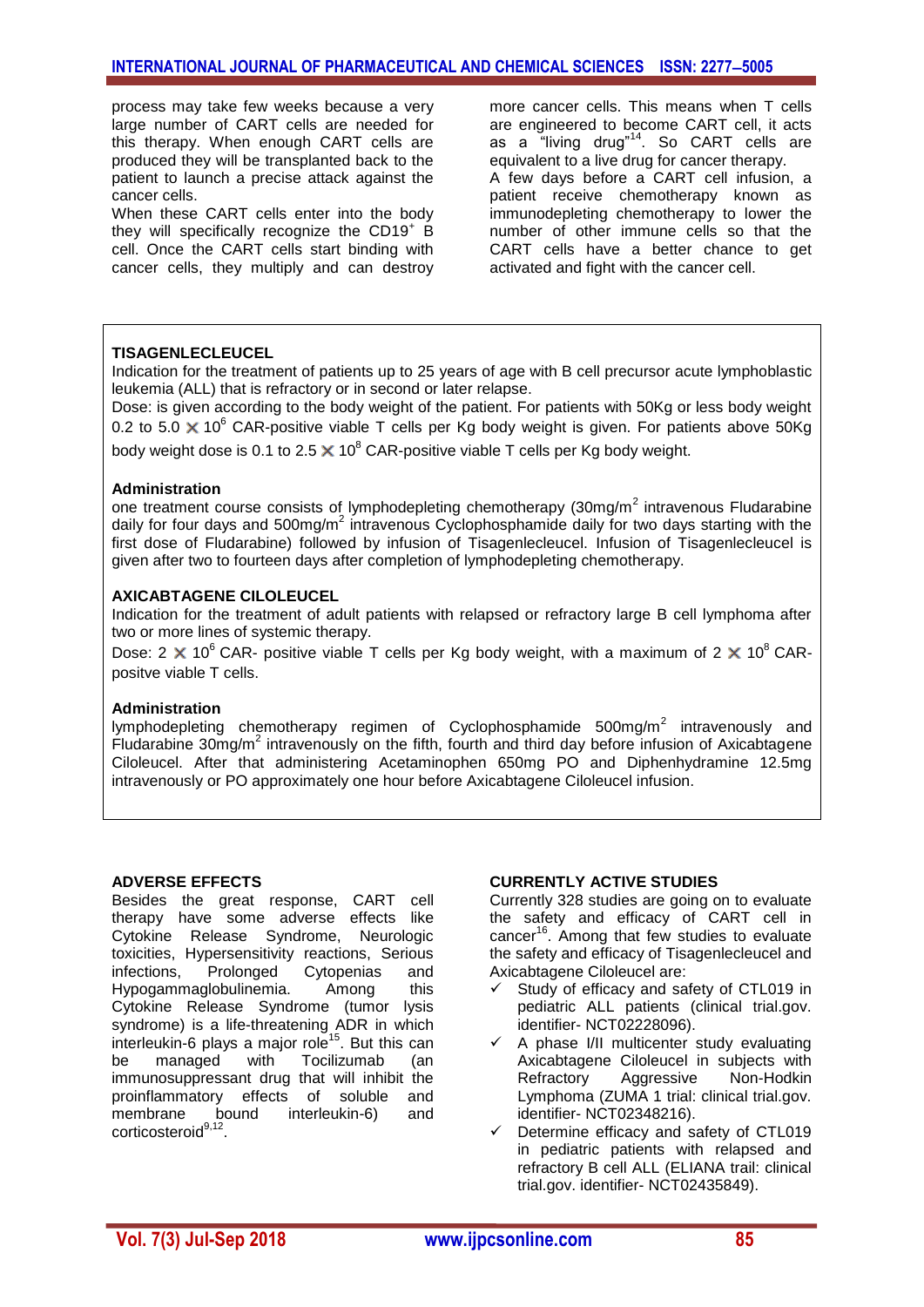process may take few weeks because a very large number of CART cells are needed for this therapy. When enough CART cells are produced they will be transplanted back to the patient to launch a precise attack against the cancer cells.

When these CART cells enter into the body they will specifically recognize the $CD19^+$ B cell. Once the CART cells start binding with cancer cells, they multiply and can destroy more cancer cells. This means when T cells are engineered to become CART cell, it acts as a "living drug"[14]. So CART cells are equivalent to a live drug for cancer therapy.

A few days before a CART cell infusion, a patient receive chemotherapy known as immunodepleting chemotherapy to lower the number of other immune cells so that the CART cells have a better chance to get activated and fight with the cancer cell.

**TISAGENLECLEUCEL**

Indication for the treatment of patients up to 25 years of age with B cell precursor acute lymphoblastic leukemia (ALL) that is refractory or in second or later relapse.

Dose: is given according to the body weight of the patient. For patients with 50Kg or less body weight 0.2 to 5.0 $\times 10^6$ CAR-positive viable T cells per Kg body weight is given. For patients above 50Kg body weight dose is 0.1 to 2.5 $\times 10^8$ CAR-positive viable T cells per Kg body weight.

**Administration**

one treatment course consists of lymphodepleting chemotherapy (30mg/$m^2$ intravenous Fludarabine daily for four days and 500mg/$m^2$ intravenous Cyclophosphamide daily for two days starting with the first dose of Fludarabine) followed by infusion of Tisagenlecleucel. Infusion of Tisagenlecleucel is given after two to fourteen days after completion of lymphodepleting chemotherapy.

**AXICABTAGENE CILOLEUCEL**

Indication for the treatment of adult patients with relapsed or refractory large B cell lymphoma after two or more lines of systemic therapy.

Dose: 2 $\times 10^6$ CAR- positive viable T cells per Kg body weight, with a maximum of 2 $\times 10^8$ CAR-positve viable T cells.

**Administration**

lymphodepleting chemotherapy regimen of Cyclophosphamide 500mg/$m^2$ intravenously and Fludarabine 30mg/$m^2$ intravenously on the fifth, fourth and third day before infusion of Axicabtagene Ciloleucel. After that administering Acetaminophen 650mg PO and Diphenhydramine 12.5mg intravenously or PO approximately one hour before Axicabtagene Ciloleucel infusion.

## ADVERSE EFFECTS

Besides the great response, CART cell therapy have some adverse effects like Cytokine Release Syndrome, Neurologic toxicities, Hypersensitivity reactions, Serious infections, Prolonged Cytopenias and Hypogammaglobulinemia. Among this Cytokine Release Syndrome (tumor lysis syndrome) is a life-threatening ADR in which interleukin-6 plays a major role[15]. But this can be managed with Tocilizumab (an immunosuppressant drug that will inhibit the proinflammatory effects of soluble and membrane bound interleukin-6) and corticosteroid[9,12].

## CURRENTLY ACTIVE STUDIES

Currently 328 studies are going on to evaluate the safety and efficacy of CART cell in cancer[16]. Among that few studies to evaluate the safety and efficacy of Tisagenlecleucel and Axicabtagene Ciloleucel are:

- ✓ Study of efficacy and safety of CTL019 in pediatric ALL patients (clinical trial.gov. identifier- NCT02228096).
- ✓ A phase I/II multicenter study evaluating Axicabtagene Ciloleucel in subjects with Refractory Aggressive Non-Hodkin Lymphoma (ZUMA 1 trial: clinical trial.gov. identifier- NCT02348216).
- ✓ Determine efficacy and safety of CTL019 in pediatric patients with relapsed and refractory B cell ALL (ELIANA trail: clinical trial.gov. identifier- NCT02435849).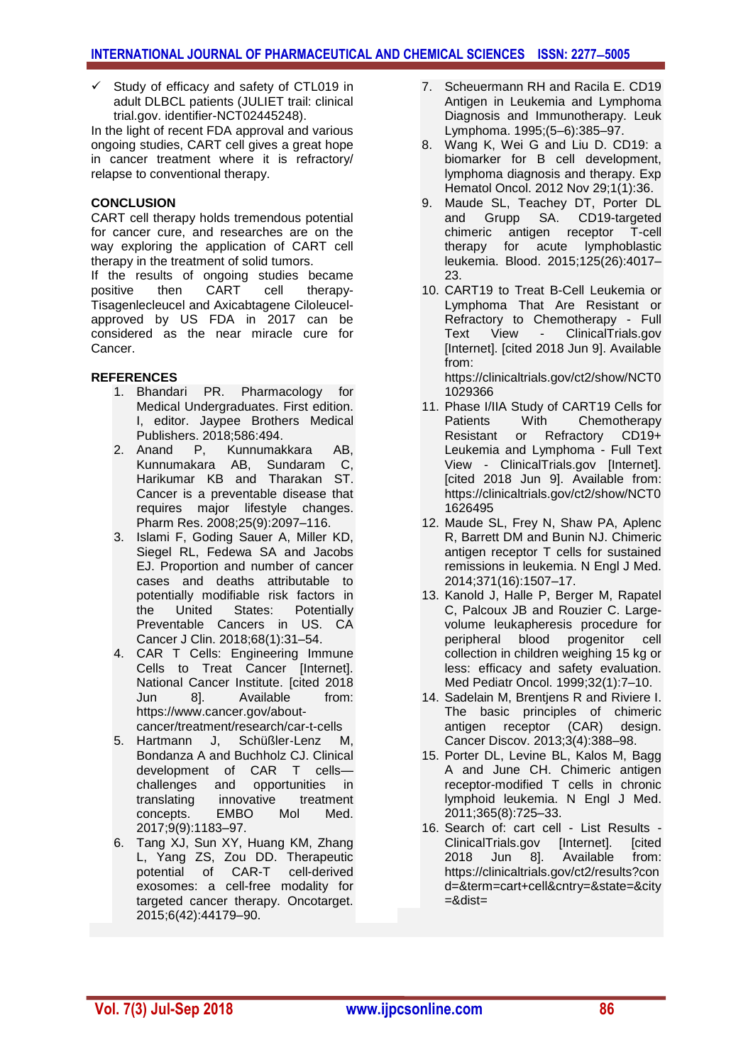- ✓ Study of efficacy and safety of CTL019 in adult DLBCL patients (JULIET trail: clinical trial.gov. identifier-NCT02445248).

In the light of recent FDA approval and various ongoing studies, CART cell gives a great hope in cancer treatment where it is refractory/ relapse to conventional therapy.

## CONCLUSION

CART cell therapy holds tremendous potential for cancer cure, and researches are on the way exploring the application of CART cell therapy in the treatment of solid tumors.

If the results of ongoing studies became positive then CART cell therapy- Tisagenlecleucel and Axicabtagene Ciloleucel- approved by US FDA in 2017 can be considered as the near miracle cure for Cancer.

## REFERENCES

1. Bhandari PR. Pharmacology for Medical Undergraduates. First edition. I, editor. Jaypee Brothers Medical Publishers. 2018;586:494.
2. Anand P, Kunnumakkara AB, Kunnumakara AB, Sundaram C, Harikumar KB and Tharakan ST. Cancer is a preventable disease that requires major lifestyle changes. Pharm Res. 2008;25(9):2097–116.
3. Islami F, Goding Sauer A, Miller KD, Siegel RL, Fedewa SA and Jacobs EJ. Proportion and number of cancer cases and deaths attributable to potentially modifiable risk factors in the United States: Potentially Preventable Cancers in US. CA Cancer J Clin. 2018;68(1):31–54.
4. CAR T Cells: Engineering Immune Cells to Treat Cancer [Internet]. National Cancer Institute. [cited 2018 Jun 8]. Available from: https://www.cancer.gov/about-cancer/treatment/research/car-t-cells
5. Hartmann J, Schüßler-Lenz M, Bondanza A and Buchholz CJ. Clinical development of CAR T cells—challenges and opportunities in translating innovative treatment concepts. EMBO Mol Med. 2017;9(9):1183–97.
6. Tang XJ, Sun XY, Huang KM, Zhang L, Yang ZS, Zou DD. Therapeutic potential of CAR-T cell-derived exosomes: a cell-free modality for targeted cancer therapy. Oncotarget. 2015;6(42):44179–90.
7. Scheuermann RH and Racila E. CD19 Antigen in Leukemia and Lymphoma Diagnosis and Immunotherapy. Leuk Lymphoma. 1995;(5–6):385–97.
8. Wang K, Wei G and Liu D. CD19: a biomarker for B cell development, lymphoma diagnosis and therapy. Exp Hematol Oncol. 2012 Nov 29;1(1):36.
9. Maude SL, Teachey DT, Porter DL and Grupp SA. CD19-targeted chimeric antigen receptor T-cell therapy for acute lymphoblastic leukemia. Blood. 2015;125(26):4017–23.
10. CART19 to Treat B-Cell Leukemia or Lymphoma That Are Resistant or Refractory to Chemotherapy - Full Text View - ClinicalTrials.gov [Internet]. [cited 2018 Jun 9]. Available from: https://clinicaltrials.gov/ct2/show/NCT01029366
11. Phase I/IIA Study of CART19 Cells for Patients With Chemotherapy Resistant or Refractory CD19+ Leukemia and Lymphoma - Full Text View - ClinicalTrials.gov [Internet]. [cited 2018 Jun 9]. Available from: https://clinicaltrials.gov/ct2/show/NCT01626495
12. Maude SL, Frey N, Shaw PA, Aplenc R, Barrett DM and Bunin NJ. Chimeric antigen receptor T cells for sustained remissions in leukemia. N Engl J Med. 2014;371(16):1507–17.
13. Kanold J, Halle P, Berger M, Rapatel C, Palcoux JB and Rouzier C. Large-volume leukapheresis procedure for peripheral blood progenitor cell collection in children weighing 15 kg or less: efficacy and safety evaluation. Med Pediatr Oncol. 1999;32(1):7–10.
14. Sadelain M, Brentjens R and Riviere I. The basic principles of chimeric antigen receptor (CAR) design. Cancer Discov. 2013;3(4):388–98.
15. Porter DL, Levine BL, Kalos M, Bagg A and June CH. Chimeric antigen receptor-modified T cells in chronic lymphoid leukemia. N Engl J Med. 2011;365(8):725–33.
16. Search of: cart cell - List Results - ClinicalTrials.gov [Internet]. [cited 2018 Jun 8]. Available from: https://clinicaltrials.gov/ct2/results?cond=&term=cart+cell&cntry=&state=&city=&dist=